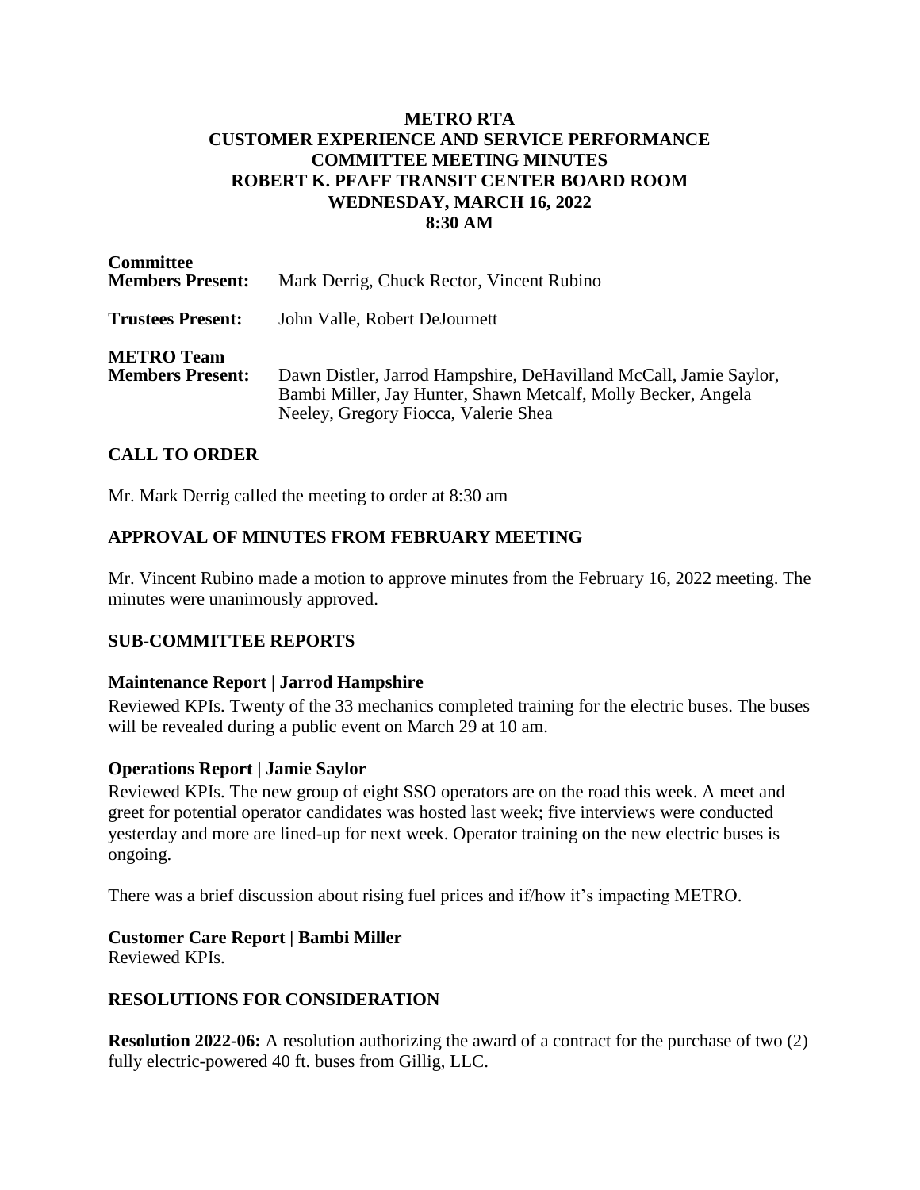# METRO RTA
# CUSTOMER EXPERIENCE AND SERVICE PERFORMANCE
# COMMITTEE MEETING MINUTES
# ROBERT K. PFAFF TRANSIT CENTER BOARD ROOM
# WEDNESDAY, MARCH 16, 2022
# 8:30 AM

**Committee Members Present:** Mark Derrig, Chuck Rector, Vincent Rubino

**Trustees Present:** John Valle, Robert DeJournett

**METRO Team Members Present:** Dawn Distler, Jarrod Hampshire, DeHavilland McCall, Jamie Saylor, Bambi Miller, Jay Hunter, Shawn Metcalf, Molly Becker, Angela Neeley, Gregory Fiocca, Valerie Shea

## CALL TO ORDER

Mr. Mark Derrig called the meeting to order at 8:30 am

## APPROVAL OF MINUTES FROM FEBRUARY MEETING

Mr. Vincent Rubino made a motion to approve minutes from the February 16, 2022 meeting. The minutes were unanimously approved.

## SUB-COMMITTEE REPORTS

### Maintenance Report | Jarrod Hampshire

Reviewed KPIs. Twenty of the 33 mechanics completed training for the electric buses. The buses will be revealed during a public event on March 29 at 10 am.

### Operations Report | Jamie Saylor

Reviewed KPIs. The new group of eight SSO operators are on the road this week. A meet and greet for potential operator candidates was hosted last week; five interviews were conducted yesterday and more are lined-up for next week. Operator training on the new electric buses is ongoing.

There was a brief discussion about rising fuel prices and if/how it's impacting METRO.

### Customer Care Report | Bambi Miller

Reviewed KPIs.

## RESOLUTIONS FOR CONSIDERATION

**Resolution 2022-06:** A resolution authorizing the award of a contract for the purchase of two (2) fully electric-powered 40 ft. buses from Gillig, LLC.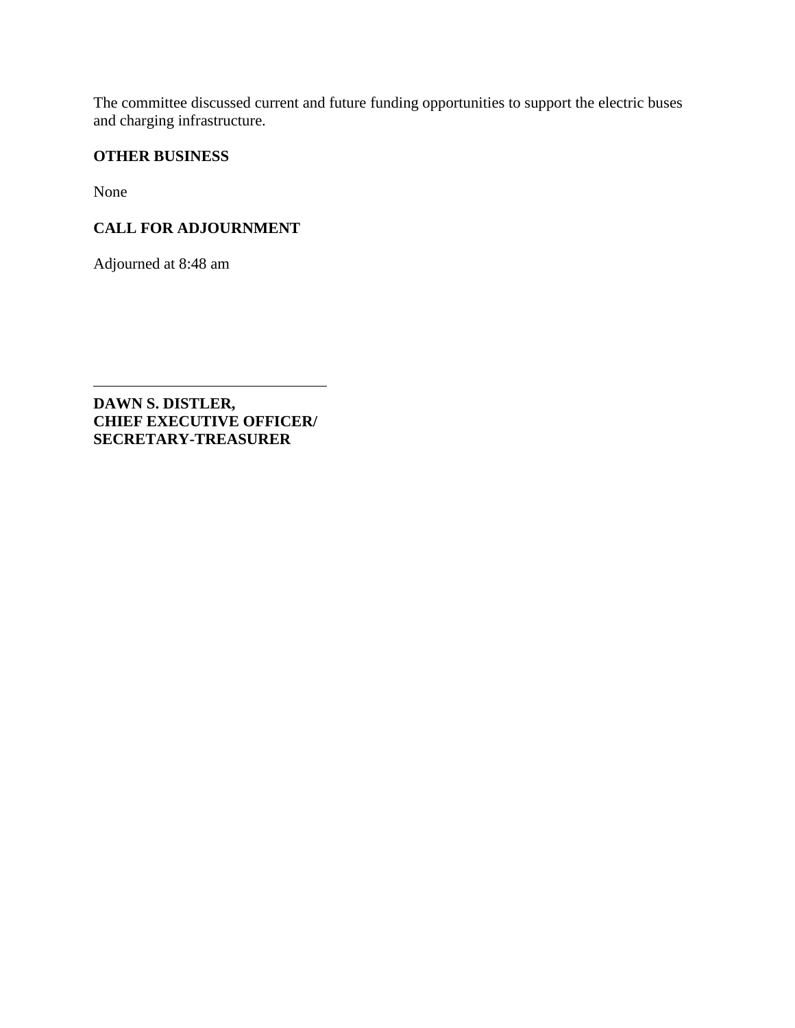The committee discussed current and future funding opportunities to support the electric buses and charging infrastructure.

**OTHER BUSINESS**

None

**CALL FOR ADJOURNMENT**

Adjourned at 8:48 am

\_\_\_\_\_\_\_\_\_\_\_\_\_\_\_\_\_\_\_\_\_\_\_\_\_\_\_\_\_\_\_\_

**DAWN S. DISTLER,**
**CHIEF EXECUTIVE OFFICER/**
**SECRETARY-TREASURER**